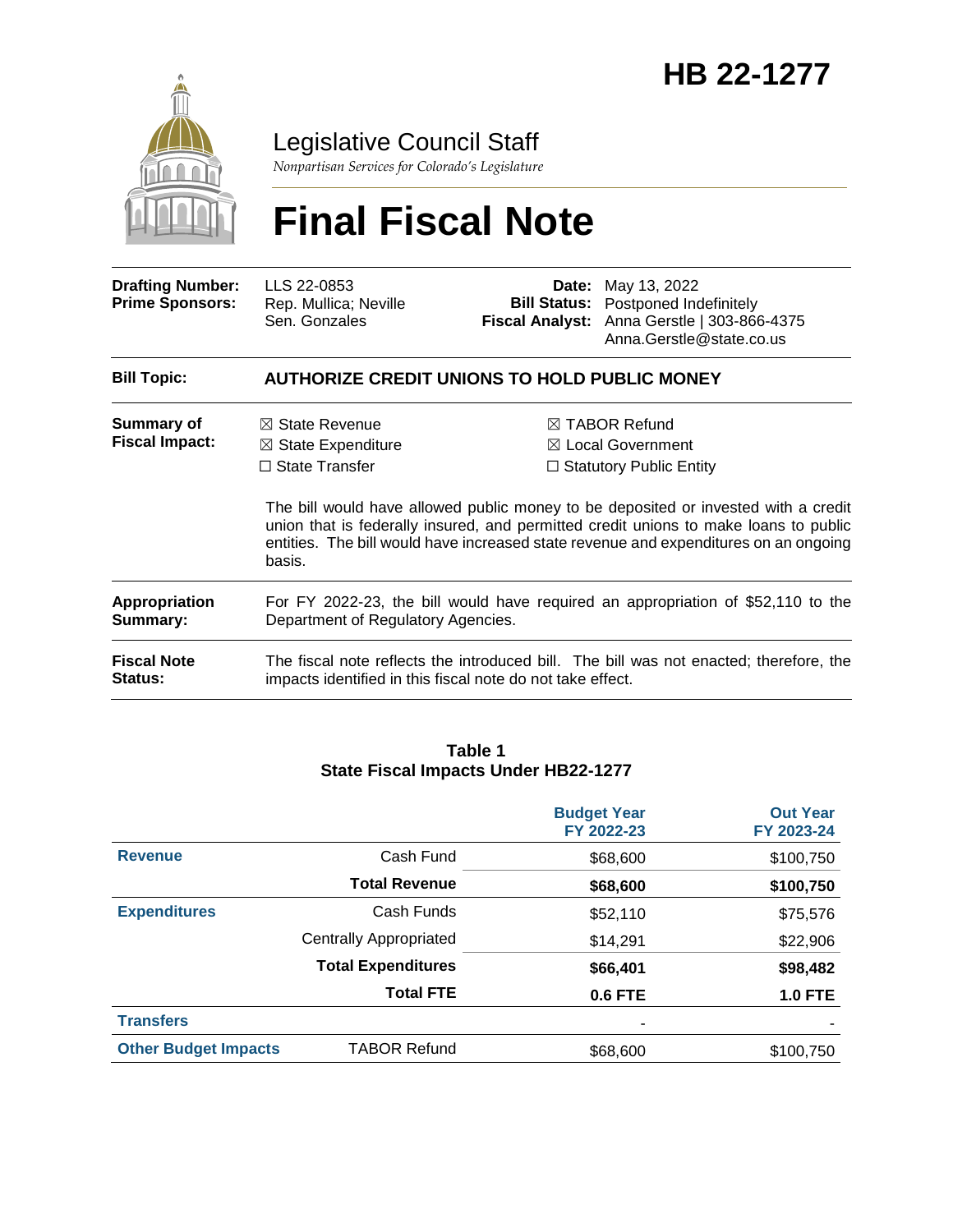# HB 22-1277

Legislative Council Staff

*Nonpartisan Services for Colorado's Legislature*

# Final Fiscal Note

| | | | |
|---|---|---|---|
| **Drafting Number:** | LLS 22-0853 | **Date:** | May 13, 2022 |
| **Prime Sponsors:** | Rep. Mullica; Neville<br>Sen. Gonzales | **Bill Status:** | Postponed Indefinitely |
| | | **Fiscal Analyst:** | Anna Gerstle \| 303-866-4375<br>Anna.Gerstle@state.co.us |

**Bill Topic:** **AUTHORIZE CREDIT UNIONS TO HOLD PUBLIC MONEY**

**Summary of Fiscal Impact:**

- ☒ State Revenue
- ☒ State Expenditure
- ☐ State Transfer
- ☒ TABOR Refund
- ☒ Local Government
- ☐ Statutory Public Entity

The bill would have allowed public money to be deposited or invested with a credit union that is federally insured, and permitted credit unions to make loans to public entities. The bill would have increased state revenue and expenditures on an ongoing basis.

**Appropriation Summary:** For FY 2022-23, the bill would have required an appropriation of $52,110 to the Department of Regulatory Agencies.

**Fiscal Note Status:** The fiscal note reflects the introduced bill. The bill was not enacted; therefore, the impacts identified in this fiscal note do not take effect.

**Table 1**
**State Fiscal Impacts Under HB22-1277**

| | | Budget Year FY 2022-23 | Out Year FY 2023-24 |
|---|---|---|---|
| **Revenue** | Cash Fund | $68,600 | $100,750 |
| | **Total Revenue** | **$68,600** | **$100,750** |
| **Expenditures** | Cash Funds | $52,110 | $75,576 |
| | Centrally Appropriated | $14,291 | $22,906 |
| | **Total Expenditures** | **$66,401** | **$98,482** |
| | **Total FTE** | **0.6 FTE** | **1.0 FTE** |
| **Transfers** | | - | - |
| **Other Budget Impacts** | TABOR Refund | $68,600 | $100,750 |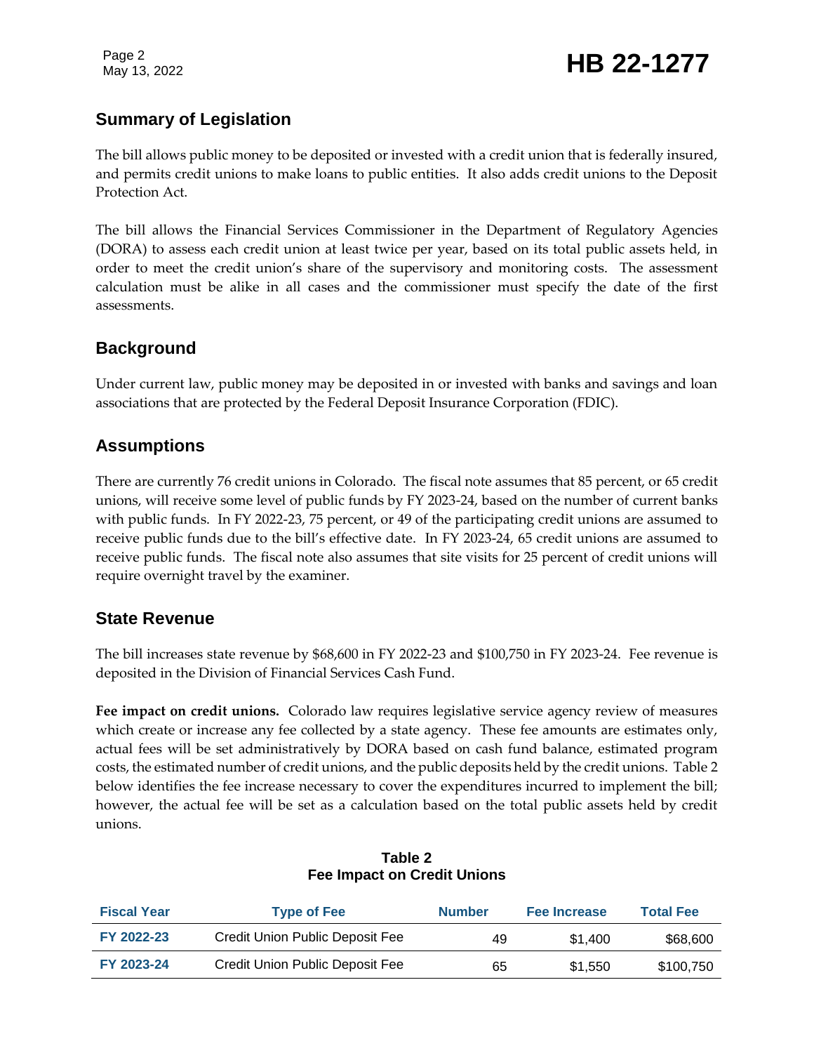## Summary of Legislation

The bill allows public money to be deposited or invested with a credit union that is federally insured, and permits credit unions to make loans to public entities. It also adds credit unions to the Deposit Protection Act.

The bill allows the Financial Services Commissioner in the Department of Regulatory Agencies (DORA) to assess each credit union at least twice per year, based on its total public assets held, in order to meet the credit union's share of the supervisory and monitoring costs. The assessment calculation must be alike in all cases and the commissioner must specify the date of the first assessments.

## Background

Under current law, public money may be deposited in or invested with banks and savings and loan associations that are protected by the Federal Deposit Insurance Corporation (FDIC).

## Assumptions

There are currently 76 credit unions in Colorado. The fiscal note assumes that 85 percent, or 65 credit unions, will receive some level of public funds by FY 2023-24, based on the number of current banks with public funds. In FY 2022-23, 75 percent, or 49 of the participating credit unions are assumed to receive public funds due to the bill's effective date. In FY 2023-24, 65 credit unions are assumed to receive public funds. The fiscal note also assumes that site visits for 25 percent of credit unions will require overnight travel by the examiner.

## State Revenue

The bill increases state revenue by $68,600 in FY 2022-23 and $100,750 in FY 2023-24. Fee revenue is deposited in the Division of Financial Services Cash Fund.

**Fee impact on credit unions.** Colorado law requires legislative service agency review of measures which create or increase any fee collected by a state agency. These fee amounts are estimates only, actual fees will be set administratively by DORA based on cash fund balance, estimated program costs, the estimated number of credit unions, and the public deposits held by the credit unions. Table 2 below identifies the fee increase necessary to cover the expenditures incurred to implement the bill; however, the actual fee will be set as a calculation based on the total public assets held by credit unions.

**Table 2**
**Fee Impact on Credit Unions**

| Fiscal Year | Type of Fee | Number | Fee Increase | Total Fee |
|---|---|---|---|---|
| FY 2022-23 | Credit Union Public Deposit Fee | 49 | $1,400 | $68,600 |
| FY 2023-24 | Credit Union Public Deposit Fee | 65 | $1,550 | $100,750 |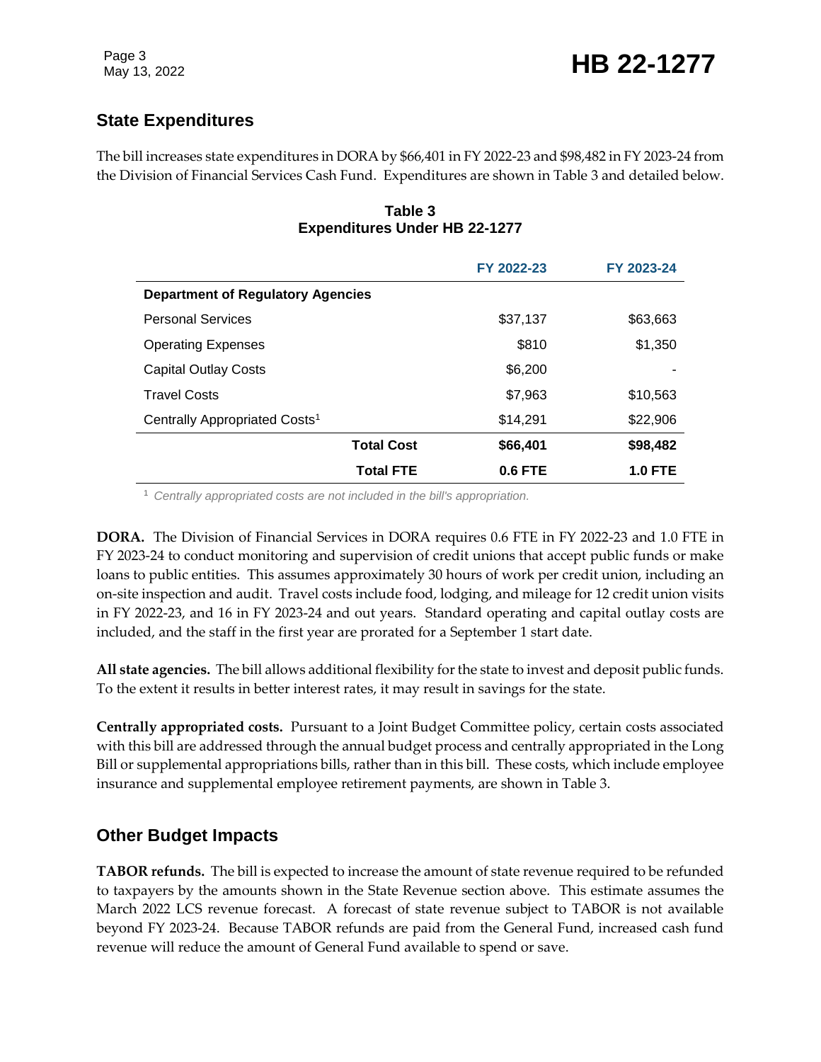## State Expenditures

The bill increases state expenditures in DORA by $66,401 in FY 2022-23 and $98,482 in FY 2023-24 from the Division of Financial Services Cash Fund. Expenditures are shown in Table 3 and detailed below.

**Table 3**
**Expenditures Under HB 22-1277**

| | FY 2022-23 | FY 2023-24 |
|---|---|---|
| **Department of Regulatory Agencies** | | |
| Personal Services | $37,137 | $63,663 |
| Operating Expenses | $810 | $1,350 |
| Capital Outlay Costs | $6,200 | - |
| Travel Costs | $7,963 | $10,563 |
| Centrally Appropriated Costs[1] | $14,291 | $22,906 |
| **Total Cost** | **$66,401** | **$98,482** |
| **Total FTE** | **0.6 FTE** | **1.0 FTE** |

[1] *Centrally appropriated costs are not included in the bill's appropriation.*

**DORA.** The Division of Financial Services in DORA requires 0.6 FTE in FY 2022-23 and 1.0 FTE in FY 2023-24 to conduct monitoring and supervision of credit unions that accept public funds or make loans to public entities. This assumes approximately 30 hours of work per credit union, including an on-site inspection and audit. Travel costs include food, lodging, and mileage for 12 credit union visits in FY 2022-23, and 16 in FY 2023-24 and out years. Standard operating and capital outlay costs are included, and the staff in the first year are prorated for a September 1 start date.

**All state agencies.** The bill allows additional flexibility for the state to invest and deposit public funds. To the extent it results in better interest rates, it may result in savings for the state.

**Centrally appropriated costs.** Pursuant to a Joint Budget Committee policy, certain costs associated with this bill are addressed through the annual budget process and centrally appropriated in the Long Bill or supplemental appropriations bills, rather than in this bill. These costs, which include employee insurance and supplemental employee retirement payments, are shown in Table 3.

## Other Budget Impacts

**TABOR refunds.** The bill is expected to increase the amount of state revenue required to be refunded to taxpayers by the amounts shown in the State Revenue section above. This estimate assumes the March 2022 LCS revenue forecast. A forecast of state revenue subject to TABOR is not available beyond FY 2023-24. Because TABOR refunds are paid from the General Fund, increased cash fund revenue will reduce the amount of General Fund available to spend or save.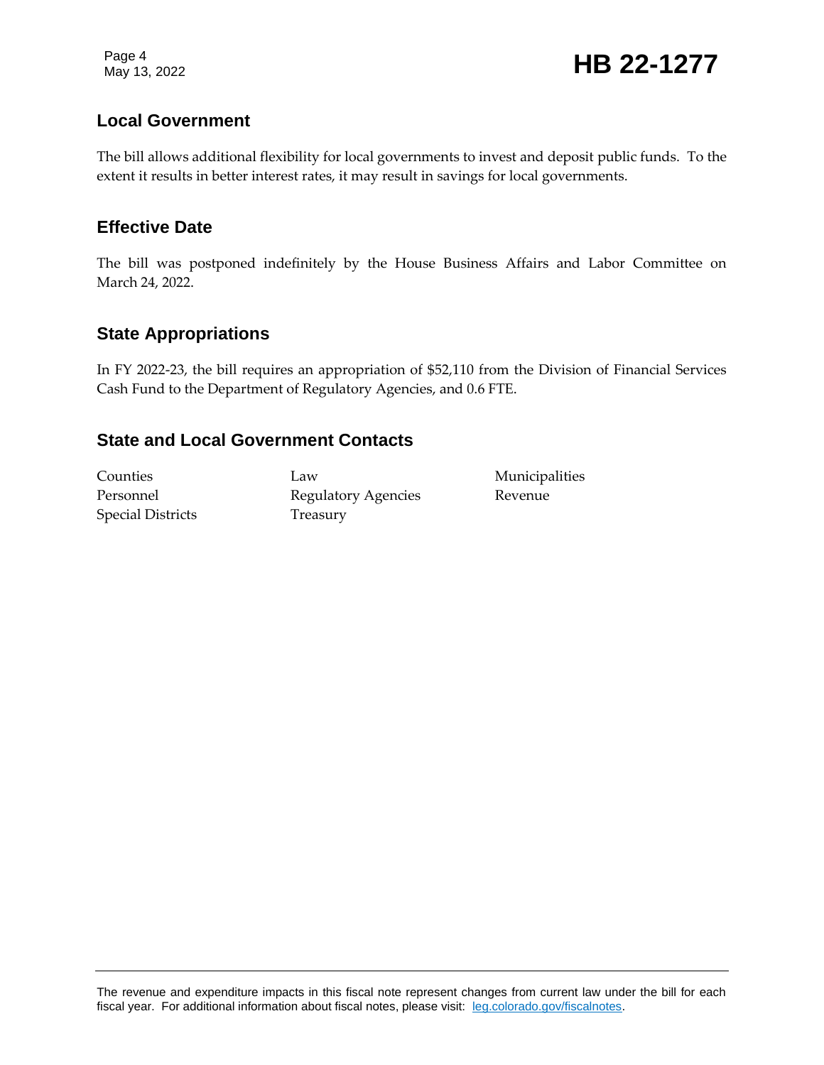## Local Government

The bill allows additional flexibility for local governments to invest and deposit public funds. To the extent it results in better interest rates, it may result in savings for local governments.

## Effective Date

The bill was postponed indefinitely by the House Business Affairs and Labor Committee on March 24, 2022.

## State Appropriations

In FY 2022-23, the bill requires an appropriation of $52,110 from the Division of Financial Services Cash Fund to the Department of Regulatory Agencies, and 0.6 FTE.

## State and Local Government Contacts

| | | |
|---|---|---|
| Counties | Law | Municipalities |
| Personnel | Regulatory Agencies | Revenue |
| Special Districts | Treasury | |

The revenue and expenditure impacts in this fiscal note represent changes from current law under the bill for each fiscal year. For additional information about fiscal notes, please visit: leg.colorado.gov/fiscalnotes.